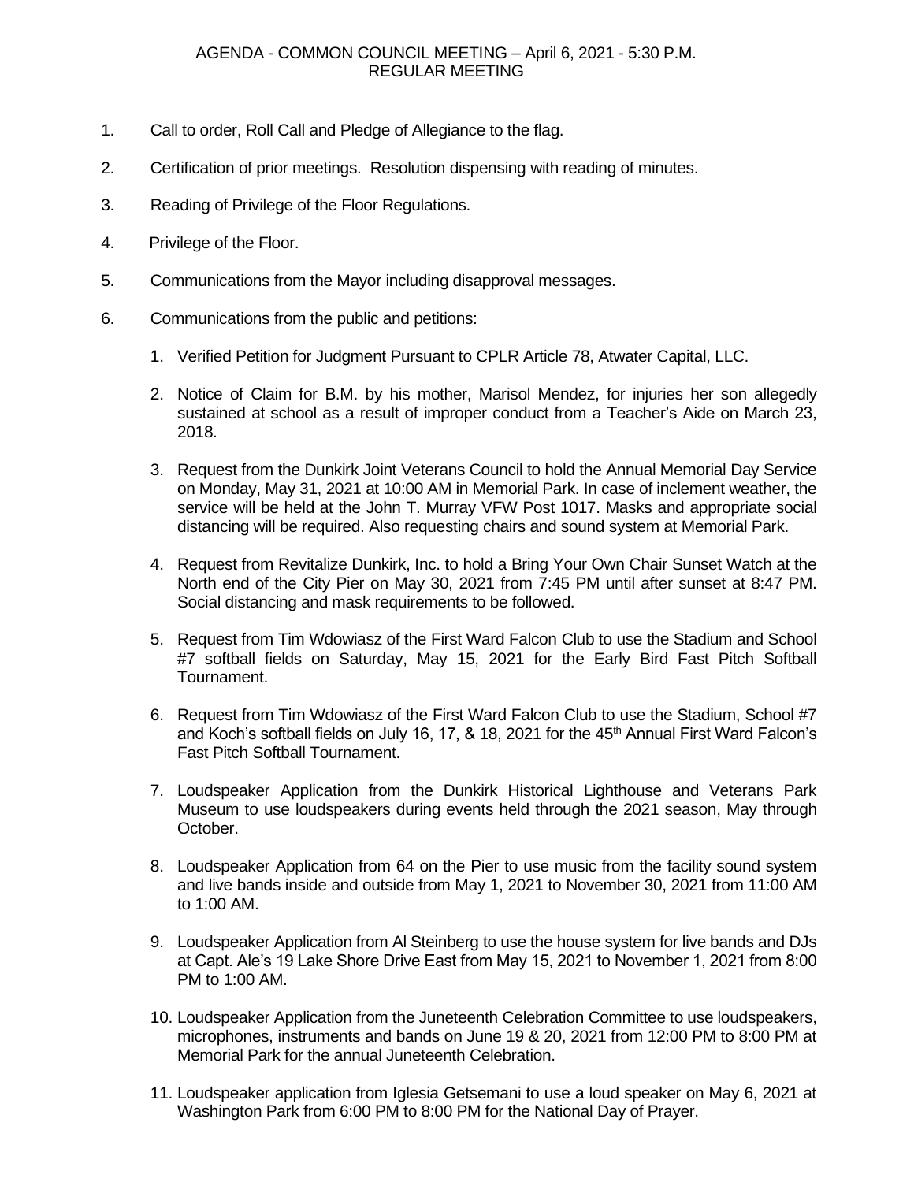AGENDA - COMMON COUNCIL MEETING – April 6, 2021 - 5:30 P.M.
REGULAR MEETING

1. Call to order, Roll Call and Pledge of Allegiance to the flag.

2. Certification of prior meetings. Resolution dispensing with reading of minutes.

3. Reading of Privilege of the Floor Regulations.

4. Privilege of the Floor.

5. Communications from the Mayor including disapproval messages.

6. Communications from the public and petitions:

   1. Verified Petition for Judgment Pursuant to CPLR Article 78, Atwater Capital, LLC.

   2. Notice of Claim for B.M. by his mother, Marisol Mendez, for injuries her son allegedly sustained at school as a result of improper conduct from a Teacher's Aide on March 23, 2018.

   3. Request from the Dunkirk Joint Veterans Council to hold the Annual Memorial Day Service on Monday, May 31, 2021 at 10:00 AM in Memorial Park. In case of inclement weather, the service will be held at the John T. Murray VFW Post 1017. Masks and appropriate social distancing will be required. Also requesting chairs and sound system at Memorial Park.

   4. Request from Revitalize Dunkirk, Inc. to hold a Bring Your Own Chair Sunset Watch at the North end of the City Pier on May 30, 2021 from 7:45 PM until after sunset at 8:47 PM. Social distancing and mask requirements to be followed.

   5. Request from Tim Wdowiasz of the First Ward Falcon Club to use the Stadium and School #7 softball fields on Saturday, May 15, 2021 for the Early Bird Fast Pitch Softball Tournament.

   6. Request from Tim Wdowiasz of the First Ward Falcon Club to use the Stadium, School #7 and Koch's softball fields on July 16, 17, & 18, 2021 for the 45th Annual First Ward Falcon's Fast Pitch Softball Tournament.

   7. Loudspeaker Application from the Dunkirk Historical Lighthouse and Veterans Park Museum to use loudspeakers during events held through the 2021 season, May through October.

   8. Loudspeaker Application from 64 on the Pier to use music from the facility sound system and live bands inside and outside from May 1, 2021 to November 30, 2021 from 11:00 AM to 1:00 AM.

   9. Loudspeaker Application from Al Steinberg to use the house system for live bands and DJs at Capt. Ale's 19 Lake Shore Drive East from May 15, 2021 to November 1, 2021 from 8:00 PM to 1:00 AM.

   10. Loudspeaker Application from the Juneteenth Celebration Committee to use loudspeakers, microphones, instruments and bands on June 19 & 20, 2021 from 12:00 PM to 8:00 PM at Memorial Park for the annual Juneteenth Celebration.

   11. Loudspeaker application from Iglesia Getsemani to use a loud speaker on May 6, 2021 at Washington Park from 6:00 PM to 8:00 PM for the National Day of Prayer.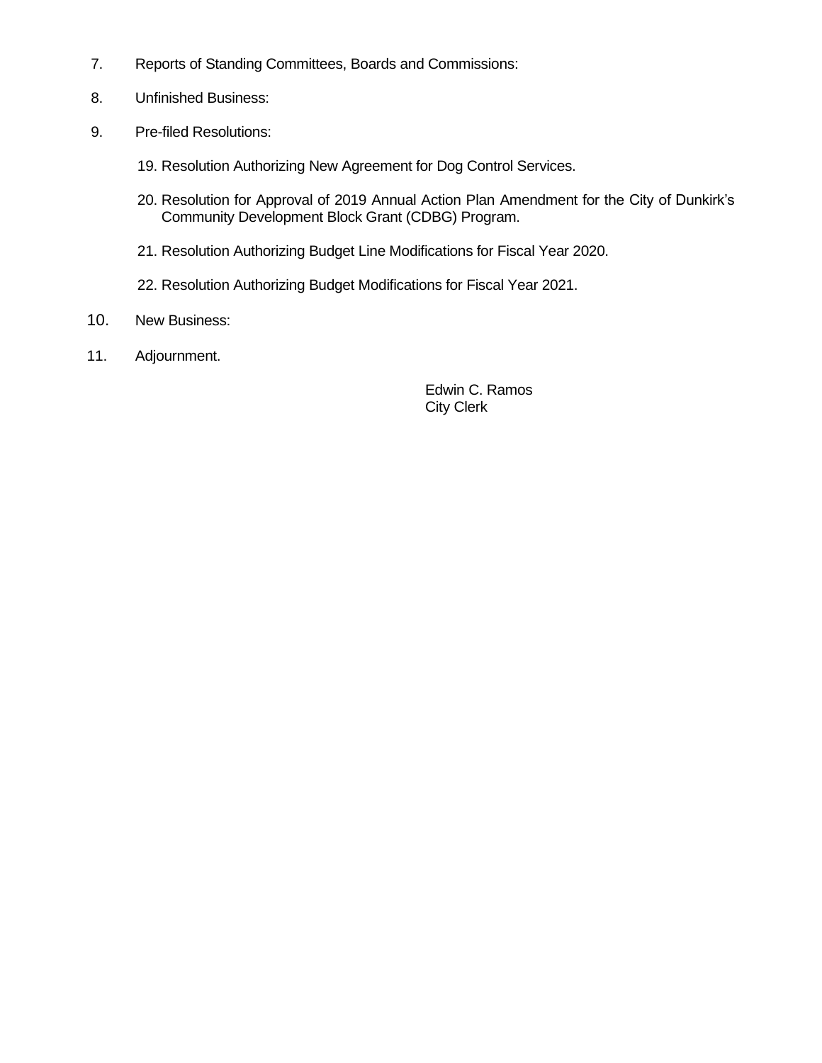7. Reports of Standing Committees, Boards and Commissions:

8. Unfinished Business:

9. Pre-filed Resolutions:

    19. Resolution Authorizing New Agreement for Dog Control Services.

    20. Resolution for Approval of 2019 Annual Action Plan Amendment for the City of Dunkirk's Community Development Block Grant (CDBG) Program.

    21. Resolution Authorizing Budget Line Modifications for Fiscal Year 2020.

    22. Resolution Authorizing Budget Modifications for Fiscal Year 2021.

10. New Business:

11. Adjournment.

Edwin C. Ramos
City Clerk